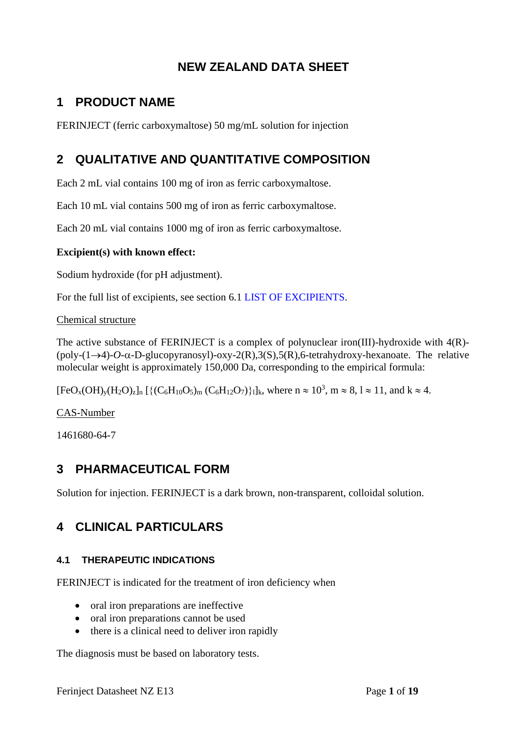# NEW ZEALAND DATA SHEET

## 1 PRODUCT NAME

FERINJECT (ferric carboxymaltose) 50 mg/mL solution for injection

## 2 QUALITATIVE AND QUANTITATIVE COMPOSITION

Each 2 mL vial contains 100 mg of iron as ferric carboxymaltose.

Each 10 mL vial contains 500 mg of iron as ferric carboxymaltose.

Each 20 mL vial contains 1000 mg of iron as ferric carboxymaltose.

**Excipient(s) with known effect:**

Sodium hydroxide (for pH adjustment).

For the full list of excipients, see section 6.1 LIST OF EXCIPIENTS.

Chemical structure

The active substance of FERINJECT is a complex of polynuclear iron(III)-hydroxide with 4(R)-(poly-(1→4)-*O*-α-D-glucopyranosyl)-oxy-2(R),3(S),5(R),6-tetrahydroxy-hexanoate. The relative molecular weight is approximately 150,000 Da, corresponding to the empirical formula:

$[FeO_x(OH)_y(H_2O)_z]_n\ [\{(C_6H_{10}O_5)_m\ (C_6H_{12}O_7)\}_l]_k$, where $n \approx 10^3$, $m \approx 8$, $l \approx 11$, and $k \approx 4$.

CAS-Number

1461680-64-7

## 3 PHARMACEUTICAL FORM

Solution for injection. FERINJECT is a dark brown, non-transparent, colloidal solution.

## 4 CLINICAL PARTICULARS

### 4.1 THERAPEUTIC INDICATIONS

FERINJECT is indicated for the treatment of iron deficiency when

- oral iron preparations are ineffective
- oral iron preparations cannot be used
- there is a clinical need to deliver iron rapidly

The diagnosis must be based on laboratory tests.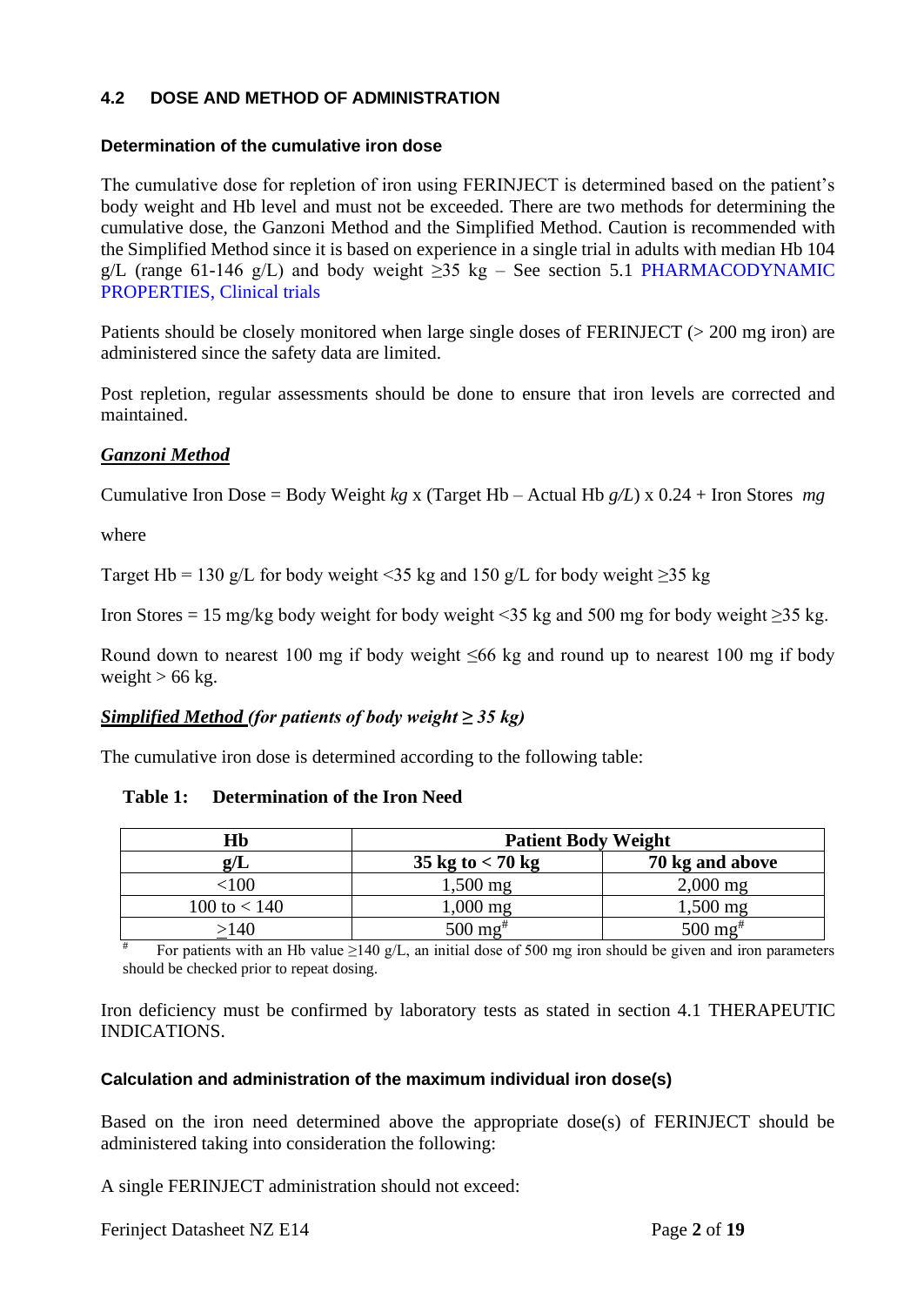## 4.2 DOSE AND METHOD OF ADMINISTRATION

### Determination of the cumulative iron dose

The cumulative dose for repletion of iron using FERINJECT is determined based on the patient's body weight and Hb level and must not be exceeded. There are two methods for determining the cumulative dose, the Ganzoni Method and the Simplified Method. Caution is recommended with the Simplified Method since it is based on experience in a single trial in adults with median Hb 104 g/L (range 61-146 g/L) and body weight ≥35 kg – See section 5.1 PHARMACODYNAMIC PROPERTIES, Clinical trials

Patients should be closely monitored when large single doses of FERINJECT (> 200 mg iron) are administered since the safety data are limited.

Post repletion, regular assessments should be done to ensure that iron levels are corrected and maintained.

***<u>Ganzoni Method</u>***

Cumulative Iron Dose = Body Weight *kg* x (Target Hb – Actual Hb *g/L*) x 0.24 + Iron Stores *mg*

where

Target Hb = 130 g/L for body weight <35 kg and 150 g/L for body weight ≥35 kg

Iron Stores = 15 mg/kg body weight for body weight <35 kg and 500 mg for body weight ≥35 kg.

Round down to nearest 100 mg if body weight ≤66 kg and round up to nearest 100 mg if body weight > 66 kg.

***<u>Simplified Method</u> (for patients of body weight ≥ 35 kg)***

The cumulative iron dose is determined according to the following table:

**Table 1: Determination of the Iron Need**

| Hb | Patient Body Weight | |
|---|---|---|
| g/L | 35 kg to < 70 kg | 70 kg and above |
| <100 | 1,500 mg | 2,000 mg |
| 100 to < 140 | 1,000 mg | 1,500 mg |
| ≥140 | 500 mg[#] | 500 mg[#] |

[#] For patients with an Hb value ≥140 g/L, an initial dose of 500 mg iron should be given and iron parameters should be checked prior to repeat dosing.

Iron deficiency must be confirmed by laboratory tests as stated in section 4.1 THERAPEUTIC INDICATIONS.

### Calculation and administration of the maximum individual iron dose(s)

Based on the iron need determined above the appropriate dose(s) of FERINJECT should be administered taking into consideration the following:

A single FERINJECT administration should not exceed: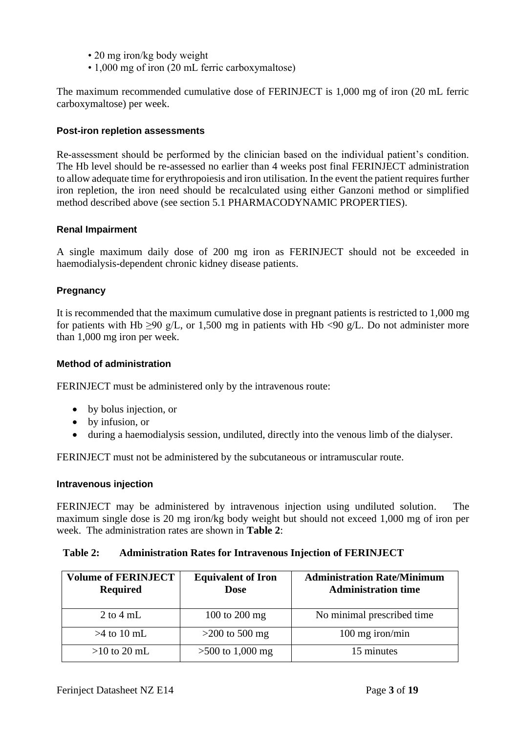- 20 mg iron/kg body weight
- 1,000 mg of iron (20 mL ferric carboxymaltose)

The maximum recommended cumulative dose of FERINJECT is 1,000 mg of iron (20 mL ferric carboxymaltose) per week.

### Post-iron repletion assessments

Re-assessment should be performed by the clinician based on the individual patient's condition. The Hb level should be re-assessed no earlier than 4 weeks post final FERINJECT administration to allow adequate time for erythropoiesis and iron utilisation. In the event the patient requires further iron repletion, the iron need should be recalculated using either Ganzoni method or simplified method described above (see section 5.1 PHARMACODYNAMIC PROPERTIES).

### Renal Impairment

A single maximum daily dose of 200 mg iron as FERINJECT should not be exceeded in haemodialysis-dependent chronic kidney disease patients.

### Pregnancy

It is recommended that the maximum cumulative dose in pregnant patients is restricted to 1,000 mg for patients with Hb ≥90 g/L, or 1,500 mg in patients with Hb <90 g/L. Do not administer more than 1,000 mg iron per week.

### Method of administration

FERINJECT must be administered only by the intravenous route:

- by bolus injection, or
- by infusion, or
- during a haemodialysis session, undiluted, directly into the venous limb of the dialyser.

FERINJECT must not be administered by the subcutaneous or intramuscular route.

### Intravenous injection

FERINJECT may be administered by intravenous injection using undiluted solution. The maximum single dose is 20 mg iron/kg body weight but should not exceed 1,000 mg of iron per week. The administration rates are shown in **Table 2**:

**Table 2: Administration Rates for Intravenous Injection of FERINJECT**

| Volume of FERINJECT Required | Equivalent of Iron Dose | Administration Rate/Minimum Administration time |
|---|---|---|
| 2 to 4 mL | 100 to 200 mg | No minimal prescribed time |
| >4 to 10 mL | >200 to 500 mg | 100 mg iron/min |
| >10 to 20 mL | >500 to 1,000 mg | 15 minutes |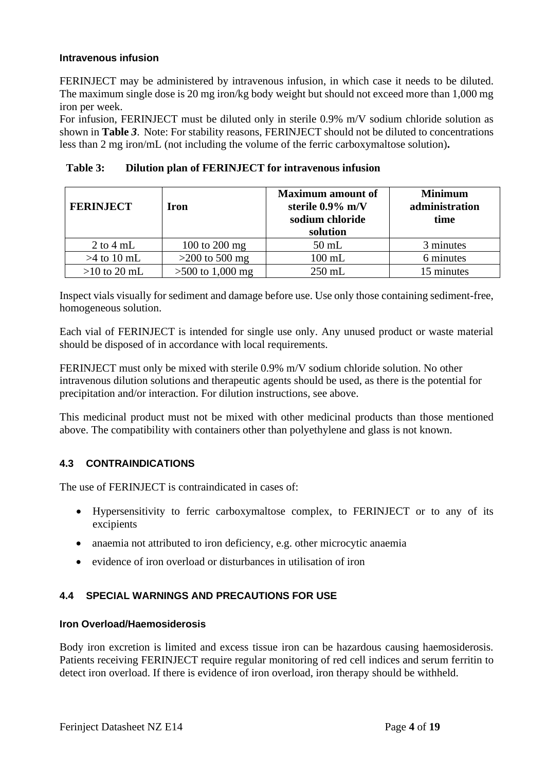#### Intravenous infusion

FERINJECT may be administered by intravenous infusion, in which case it needs to be diluted. The maximum single dose is 20 mg iron/kg body weight but should not exceed more than 1,000 mg iron per week.

For infusion, FERINJECT must be diluted only in sterile 0.9% m/V sodium chloride solution as shown in **Table *3***. Note: For stability reasons, FERINJECT should not be diluted to concentrations less than 2 mg iron/mL (not including the volume of the ferric carboxymaltose solution)**.**

**Table 3: Dilution plan of FERINJECT for intravenous infusion**

| FERINJECT | Iron | Maximum amount of sterile 0.9% m/V sodium chloride solution | Minimum administration time |
|---|---|---|---|
| 2 to 4 mL | 100 to 200 mg | 50 mL | 3 minutes |
| >4 to 10 mL | >200 to 500 mg | 100 mL | 6 minutes |
| >10 to 20 mL | >500 to 1,000 mg | 250 mL | 15 minutes |

Inspect vials visually for sediment and damage before use. Use only those containing sediment-free, homogeneous solution.

Each vial of FERINJECT is intended for single use only. Any unused product or waste material should be disposed of in accordance with local requirements.

FERINJECT must only be mixed with sterile 0.9% m/V sodium chloride solution. No other intravenous dilution solutions and therapeutic agents should be used, as there is the potential for precipitation and/or interaction. For dilution instructions, see above.

This medicinal product must not be mixed with other medicinal products than those mentioned above. The compatibility with containers other than polyethylene and glass is not known.

### 4.3 CONTRAINDICATIONS

The use of FERINJECT is contraindicated in cases of:

- Hypersensitivity to ferric carboxymaltose complex, to FERINJECT or to any of its excipients
- anaemia not attributed to iron deficiency, e.g. other microcytic anaemia
- evidence of iron overload or disturbances in utilisation of iron

### 4.4 SPECIAL WARNINGS AND PRECAUTIONS FOR USE

#### Iron Overload/Haemosiderosis

Body iron excretion is limited and excess tissue iron can be hazardous causing haemosiderosis. Patients receiving FERINJECT require regular monitoring of red cell indices and serum ferritin to detect iron overload. If there is evidence of iron overload, iron therapy should be withheld.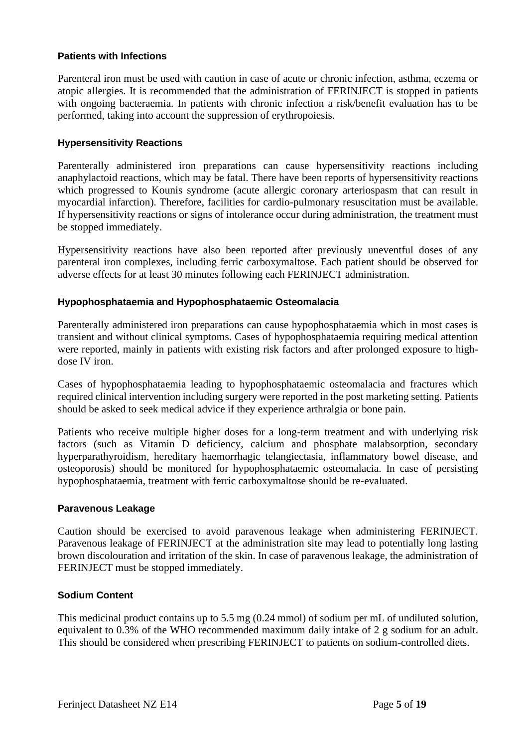### Patients with Infections

Parenteral iron must be used with caution in case of acute or chronic infection, asthma, eczema or atopic allergies. It is recommended that the administration of FERINJECT is stopped in patients with ongoing bacteraemia. In patients with chronic infection a risk/benefit evaluation has to be performed, taking into account the suppression of erythropoiesis.

### Hypersensitivity Reactions

Parenterally administered iron preparations can cause hypersensitivity reactions including anaphylactoid reactions, which may be fatal. There have been reports of hypersensitivity reactions which progressed to Kounis syndrome (acute allergic coronary arteriospasm that can result in myocardial infarction). Therefore, facilities for cardio-pulmonary resuscitation must be available. If hypersensitivity reactions or signs of intolerance occur during administration, the treatment must be stopped immediately.

Hypersensitivity reactions have also been reported after previously uneventful doses of any parenteral iron complexes, including ferric carboxymaltose. Each patient should be observed for adverse effects for at least 30 minutes following each FERINJECT administration.

### Hypophosphataemia and Hypophosphataemic Osteomalacia

Parenterally administered iron preparations can cause hypophosphataemia which in most cases is transient and without clinical symptoms. Cases of hypophosphataemia requiring medical attention were reported, mainly in patients with existing risk factors and after prolonged exposure to high-dose IV iron.

Cases of hypophosphataemia leading to hypophosphataemic osteomalacia and fractures which required clinical intervention including surgery were reported in the post marketing setting. Patients should be asked to seek medical advice if they experience arthralgia or bone pain.

Patients who receive multiple higher doses for a long-term treatment and with underlying risk factors (such as Vitamin D deficiency, calcium and phosphate malabsorption, secondary hyperparathyroidism, hereditary haemorrhagic telangiectasia, inflammatory bowel disease, and osteoporosis) should be monitored for hypophosphataemic osteomalacia. In case of persisting hypophosphataemia, treatment with ferric carboxymaltose should be re-evaluated.

### Paravenous Leakage

Caution should be exercised to avoid paravenous leakage when administering FERINJECT. Paravenous leakage of FERINJECT at the administration site may lead to potentially long lasting brown discolouration and irritation of the skin. In case of paravenous leakage, the administration of FERINJECT must be stopped immediately.

### Sodium Content

This medicinal product contains up to 5.5 mg (0.24 mmol) of sodium per mL of undiluted solution, equivalent to 0.3% of the WHO recommended maximum daily intake of 2 g sodium for an adult. This should be considered when prescribing FERINJECT to patients on sodium-controlled diets.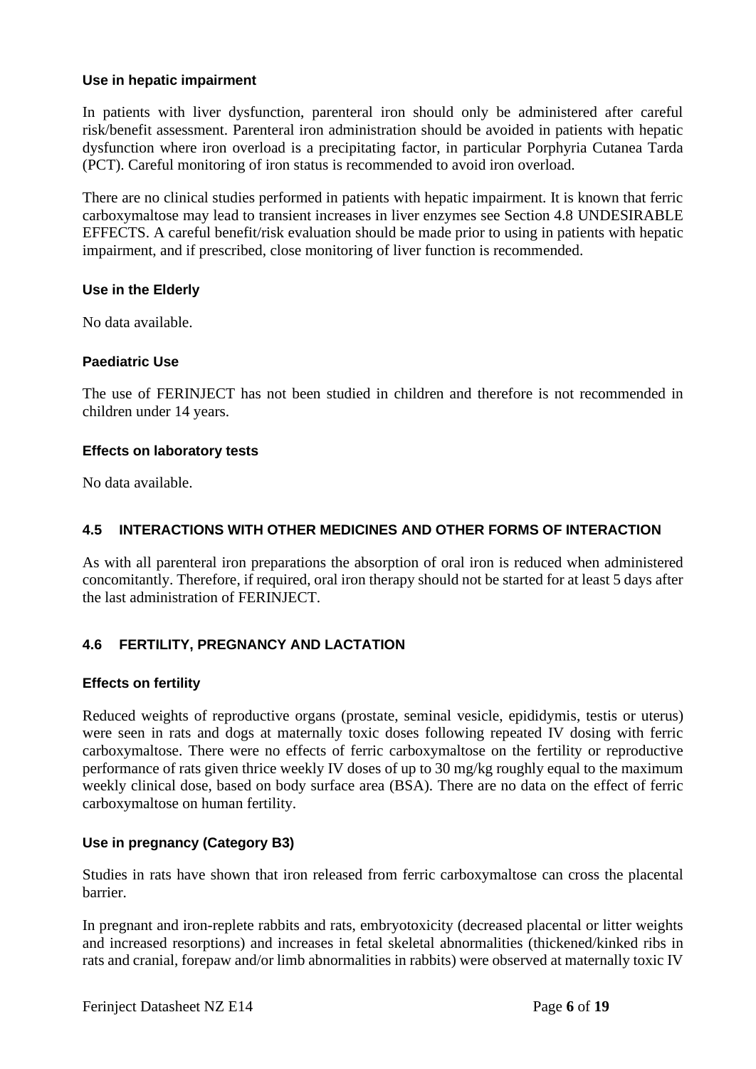### Use in hepatic impairment

In patients with liver dysfunction, parenteral iron should only be administered after careful risk/benefit assessment. Parenteral iron administration should be avoided in patients with hepatic dysfunction where iron overload is a precipitating factor, in particular Porphyria Cutanea Tarda (PCT). Careful monitoring of iron status is recommended to avoid iron overload.

There are no clinical studies performed in patients with hepatic impairment. It is known that ferric carboxymaltose may lead to transient increases in liver enzymes see Section 4.8 UNDESIRABLE EFFECTS. A careful benefit/risk evaluation should be made prior to using in patients with hepatic impairment, and if prescribed, close monitoring of liver function is recommended.

### Use in the Elderly

No data available.

### Paediatric Use

The use of FERINJECT has not been studied in children and therefore is not recommended in children under 14 years.

### Effects on laboratory tests

No data available.

## 4.5 INTERACTIONS WITH OTHER MEDICINES AND OTHER FORMS OF INTERACTION

As with all parenteral iron preparations the absorption of oral iron is reduced when administered concomitantly. Therefore, if required, oral iron therapy should not be started for at least 5 days after the last administration of FERINJECT.

## 4.6 FERTILITY, PREGNANCY AND LACTATION

### Effects on fertility

Reduced weights of reproductive organs (prostate, seminal vesicle, epididymis, testis or uterus) were seen in rats and dogs at maternally toxic doses following repeated IV dosing with ferric carboxymaltose. There were no effects of ferric carboxymaltose on the fertility or reproductive performance of rats given thrice weekly IV doses of up to 30 mg/kg roughly equal to the maximum weekly clinical dose, based on body surface area (BSA). There are no data on the effect of ferric carboxymaltose on human fertility.

### Use in pregnancy (Category B3)

Studies in rats have shown that iron released from ferric carboxymaltose can cross the placental barrier.

In pregnant and iron-replete rabbits and rats, embryotoxicity (decreased placental or litter weights and increased resorptions) and increases in fetal skeletal abnormalities (thickened/kinked ribs in rats and cranial, forepaw and/or limb abnormalities in rabbits) were observed at maternally toxic IV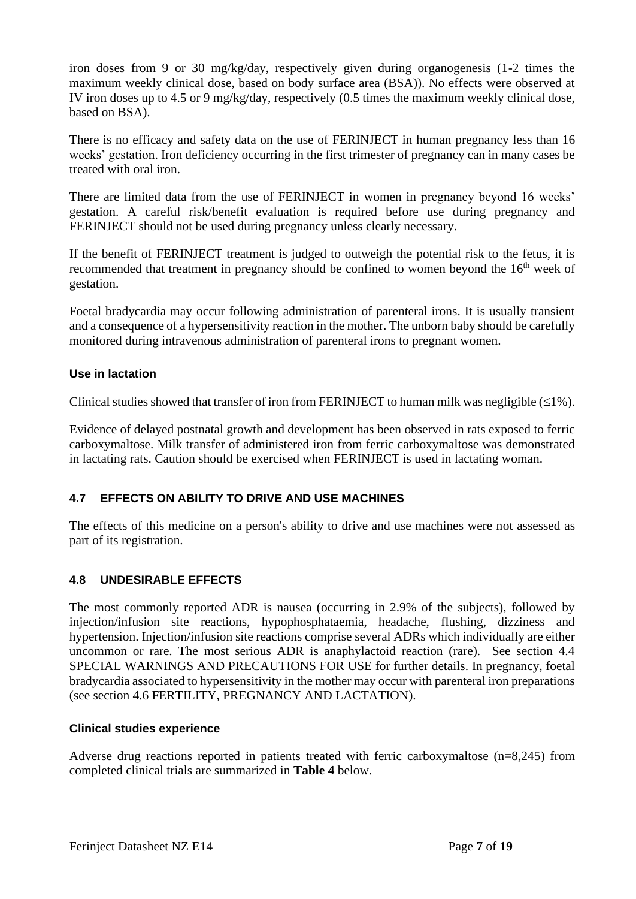iron doses from 9 or 30 mg/kg/day, respectively given during organogenesis (1-2 times the maximum weekly clinical dose, based on body surface area (BSA)). No effects were observed at IV iron doses up to 4.5 or 9 mg/kg/day, respectively (0.5 times the maximum weekly clinical dose, based on BSA).

There is no efficacy and safety data on the use of FERINJECT in human pregnancy less than 16 weeks' gestation. Iron deficiency occurring in the first trimester of pregnancy can in many cases be treated with oral iron.

There are limited data from the use of FERINJECT in women in pregnancy beyond 16 weeks' gestation. A careful risk/benefit evaluation is required before use during pregnancy and FERINJECT should not be used during pregnancy unless clearly necessary.

If the benefit of FERINJECT treatment is judged to outweigh the potential risk to the fetus, it is recommended that treatment in pregnancy should be confined to women beyond the 16$^{th}$ week of gestation.

Foetal bradycardia may occur following administration of parenteral irons. It is usually transient and a consequence of a hypersensitivity reaction in the mother. The unborn baby should be carefully monitored during intravenous administration of parenteral irons to pregnant women.

### Use in lactation

Clinical studies showed that transfer of iron from FERINJECT to human milk was negligible ($\leq$1%).

Evidence of delayed postnatal growth and development has been observed in rats exposed to ferric carboxymaltose. Milk transfer of administered iron from ferric carboxymaltose was demonstrated in lactating rats. Caution should be exercised when FERINJECT is used in lactating woman.

## 4.7 EFFECTS ON ABILITY TO DRIVE AND USE MACHINES

The effects of this medicine on a person's ability to drive and use machines were not assessed as part of its registration.

## 4.8 UNDESIRABLE EFFECTS

The most commonly reported ADR is nausea (occurring in 2.9% of the subjects), followed by injection/infusion site reactions, hypophosphataemia, headache, flushing, dizziness and hypertension. Injection/infusion site reactions comprise several ADRs which individually are either uncommon or rare. The most serious ADR is anaphylactoid reaction (rare). See section 4.4 SPECIAL WARNINGS AND PRECAUTIONS FOR USE for further details. In pregnancy, foetal bradycardia associated to hypersensitivity in the mother may occur with parenteral iron preparations (see section 4.6 FERTILITY, PREGNANCY AND LACTATION).

### Clinical studies experience

Adverse drug reactions reported in patients treated with ferric carboxymaltose (n=8,245) from completed clinical trials are summarized in **Table 4** below.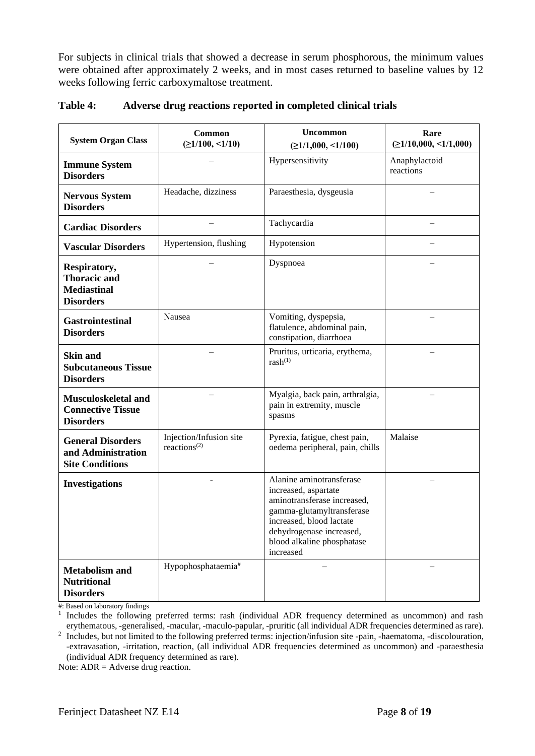For subjects in clinical trials that showed a decrease in serum phosphorous, the minimum values were obtained after approximately 2 weeks, and in most cases returned to baseline values by 12 weeks following ferric carboxymaltose treatment.

**Table 4: Adverse drug reactions reported in completed clinical trials**

| System Organ Class | Common (≥1/100, <1/10) | Uncommon (≥1/1,000, <1/100) | Rare (≥1/10,000, <1/1,000) |
|---|---|---|---|
| **Immune System Disorders** | – | Hypersensitivity | Anaphylactoid reactions |
| **Nervous System Disorders** | Headache, dizziness | Paraesthesia, dysgeusia | – |
| **Cardiac Disorders** | – | Tachycardia | – |
| **Vascular Disorders** | Hypertension, flushing | Hypotension | – |
| **Respiratory, Thoracic and Mediastinal Disorders** | – | Dyspnoea | – |
| **Gastrointestinal Disorders** | Nausea | Vomiting, dyspepsia, flatulence, abdominal pain, constipation, diarrhoea | – |
| **Skin and Subcutaneous Tissue Disorders** | – | Pruritus, urticaria, erythema, rash(1) | – |
| **Musculoskeletal and Connective Tissue Disorders** | – | Myalgia, back pain, arthralgia, pain in extremity, muscle spasms | – |
| **General Disorders and Administration Site Conditions** | Injection/Infusion site reactions(2) | Pyrexia, fatigue, chest pain, oedema peripheral, pain, chills | Malaise |
| **Investigations** | - | Alanine aminotransferase increased, aspartate aminotransferase increased, gamma-glutamyltransferase increased, blood lactate dehydrogenase increased, blood alkaline phosphatase increased | – |
| **Metabolism and Nutritional Disorders** | Hypophosphataemia# | – | – |

#: Based on laboratory findings

1 Includes the following preferred terms: rash (individual ADR frequency determined as uncommon) and rash erythematous, -generalised, -macular, -maculo-papular, -pruritic (all individual ADR frequencies determined as rare).

2 Includes, but not limited to the following preferred terms: injection/infusion site -pain, -haematoma, -discolouration, -extravasation, -irritation, reaction, (all individual ADR frequencies determined as uncommon) and -paraesthesia (individual ADR frequency determined as rare).

Note: ADR = Adverse drug reaction.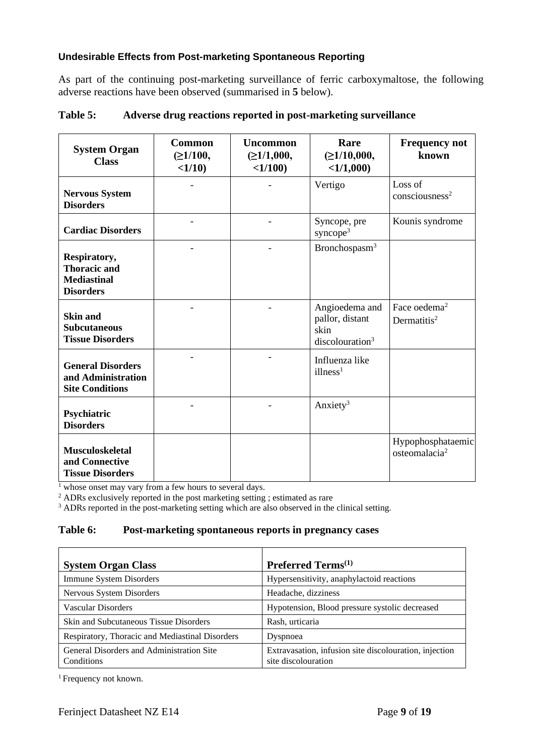### Undesirable Effects from Post-marketing Spontaneous Reporting

As part of the continuing post-marketing surveillance of ferric carboxymaltose, the following adverse reactions have been observed (summarised in **5** below).

**Table 5: Adverse drug reactions reported in post-marketing surveillance**

| System Organ Class | Common (≥1/100, <1/10) | Uncommon (≥1/1,000, <1/100) | Rare (≥1/10,000, <1/1,000) | Frequency not known |
|---|---|---|---|---|
| **Nervous System Disorders** | - | - | Vertigo | Loss of consciousness[2] |
| **Cardiac Disorders** | - | - | Syncope, pre syncope[3] | Kounis syndrome |
| **Respiratory, Thoracic and Mediastinal Disorders** | - | - | Bronchospasm[3] | |
| **Skin and Subcutaneous Tissue Disorders** | - | - | Angioedema and pallor, distant skin discolouration[3] | Face oedema[2] Dermatitis[2] |
| **General Disorders and Administration Site Conditions** | - | - | Influenza like illness[1] | |
| **Psychiatric Disorders** | - | - | Anxiety[3] | |
| **Musculoskeletal and Connective Tissue Disorders** | | | | Hypophosphataemic osteomalacia[2] |

[1] whose onset may vary from a few hours to several days.
[2] ADRs exclusively reported in the post marketing setting ; estimated as rare
[3] ADRs reported in the post-marketing setting which are also observed in the clinical setting.

**Table 6: Post-marketing spontaneous reports in pregnancy cases**

| System Organ Class | Preferred Terms[(1)] |
|---|---|
| Immune System Disorders | Hypersensitivity, anaphylactoid reactions |
| Nervous System Disorders | Headache, dizziness |
| Vascular Disorders | Hypotension, Blood pressure systolic decreased |
| Skin and Subcutaneous Tissue Disorders | Rash, urticaria |
| Respiratory, Thoracic and Mediastinal Disorders | Dyspnoea |
| General Disorders and Administration Site Conditions | Extravasation, infusion site discolouration, injection site discolouration |

[1] Frequency not known.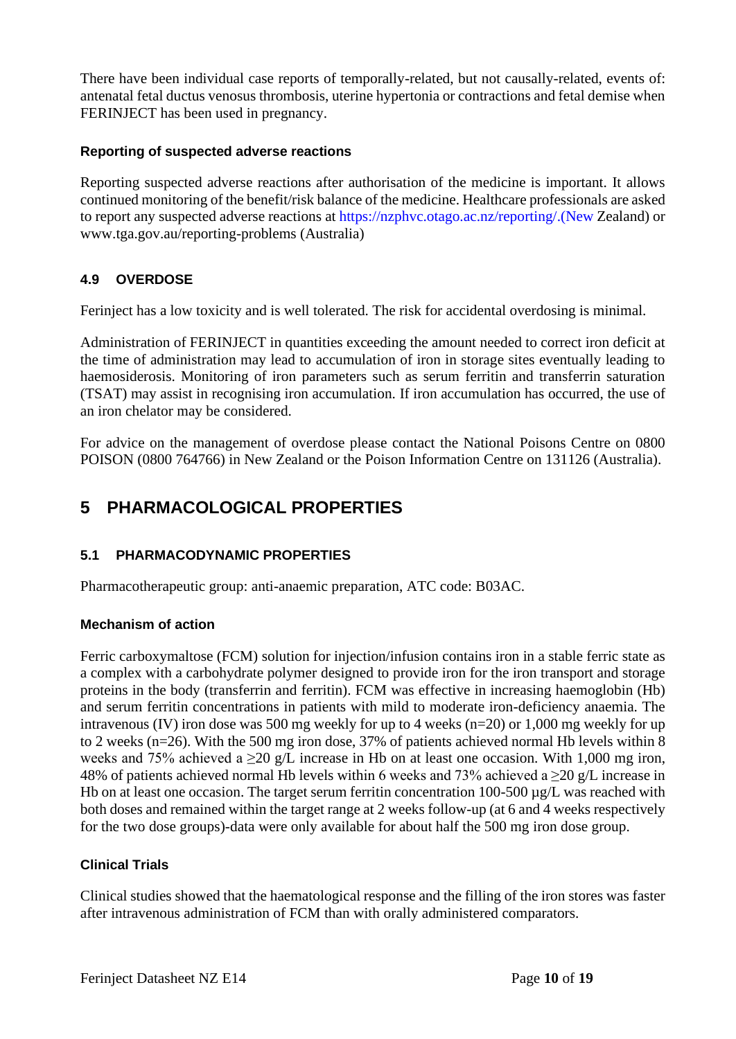There have been individual case reports of temporally-related, but not causally-related, events of: antenatal fetal ductus venosus thrombosis, uterine hypertonia or contractions and fetal demise when FERINJECT has been used in pregnancy.

### Reporting of suspected adverse reactions

Reporting suspected adverse reactions after authorisation of the medicine is important. It allows continued monitoring of the benefit/risk balance of the medicine. Healthcare professionals are asked to report any suspected adverse reactions at https://nzphvc.otago.ac.nz/reporting/.(New Zealand) or www.tga.gov.au/reporting-problems (Australia)

### 4.9 OVERDOSE

Ferinject has a low toxicity and is well tolerated. The risk for accidental overdosing is minimal.

Administration of FERINJECT in quantities exceeding the amount needed to correct iron deficit at the time of administration may lead to accumulation of iron in storage sites eventually leading to haemosiderosis. Monitoring of iron parameters such as serum ferritin and transferrin saturation (TSAT) may assist in recognising iron accumulation. If iron accumulation has occurred, the use of an iron chelator may be considered.

For advice on the management of overdose please contact the National Poisons Centre on 0800 POISON (0800 764766) in New Zealand or the Poison Information Centre on 131126 (Australia).

## 5 PHARMACOLOGICAL PROPERTIES

### 5.1 PHARMACODYNAMIC PROPERTIES

Pharmacotherapeutic group: anti-anaemic preparation, ATC code: B03AC.

### Mechanism of action

Ferric carboxymaltose (FCM) solution for injection/infusion contains iron in a stable ferric state as a complex with a carbohydrate polymer designed to provide iron for the iron transport and storage proteins in the body (transferrin and ferritin). FCM was effective in increasing haemoglobin (Hb) and serum ferritin concentrations in patients with mild to moderate iron-deficiency anaemia. The intravenous (IV) iron dose was 500 mg weekly for up to 4 weeks (n=20) or 1,000 mg weekly for up to 2 weeks (n=26). With the 500 mg iron dose, 37% of patients achieved normal Hb levels within 8 weeks and 75% achieved a ≥20 g/L increase in Hb on at least one occasion. With 1,000 mg iron, 48% of patients achieved normal Hb levels within 6 weeks and 73% achieved a ≥20 g/L increase in Hb on at least one occasion. The target serum ferritin concentration 100-500 µg/L was reached with both doses and remained within the target range at 2 weeks follow-up (at 6 and 4 weeks respectively for the two dose groups)-data were only available for about half the 500 mg iron dose group.

### Clinical Trials

Clinical studies showed that the haematological response and the filling of the iron stores was faster after intravenous administration of FCM than with orally administered comparators.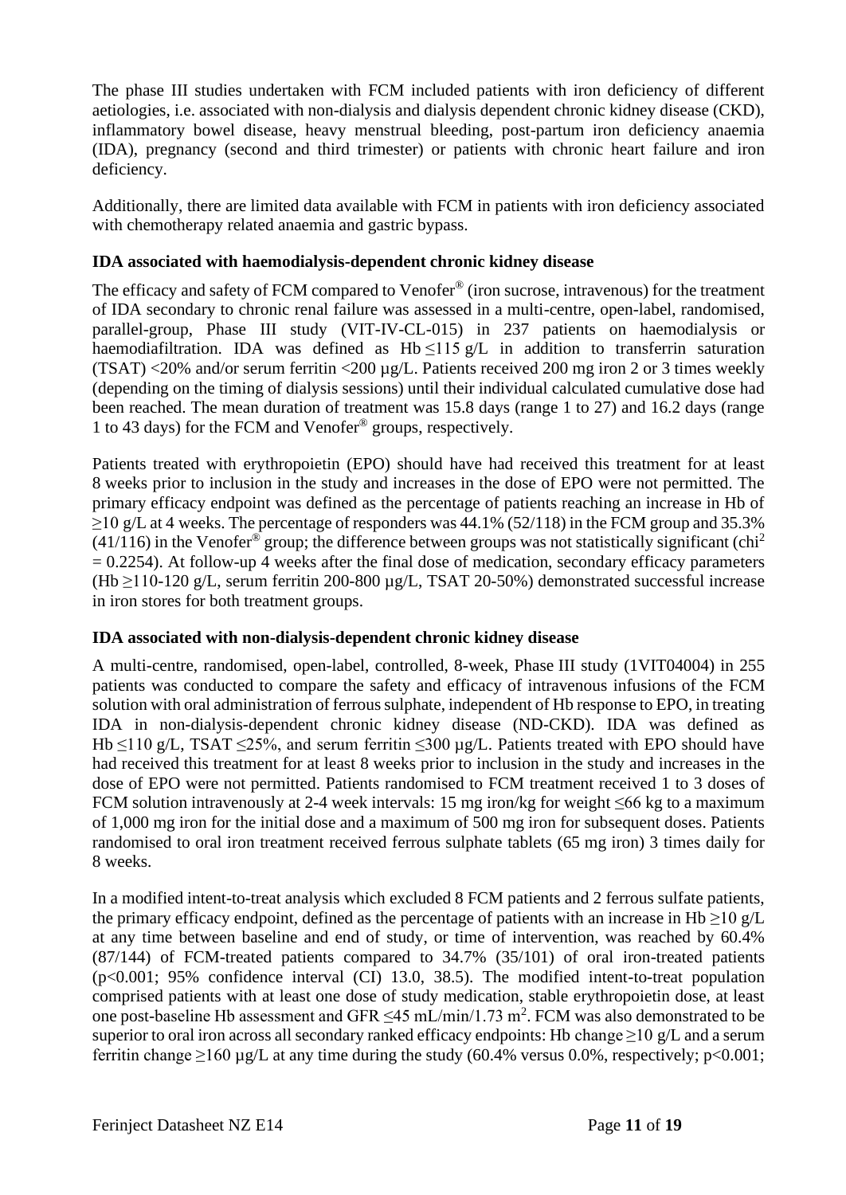The phase III studies undertaken with FCM included patients with iron deficiency of different aetiologies, i.e. associated with non-dialysis and dialysis dependent chronic kidney disease (CKD), inflammatory bowel disease, heavy menstrual bleeding, post-partum iron deficiency anaemia (IDA), pregnancy (second and third trimester) or patients with chronic heart failure and iron deficiency.

Additionally, there are limited data available with FCM in patients with iron deficiency associated with chemotherapy related anaemia and gastric bypass.

**IDA associated with haemodialysis-dependent chronic kidney disease**

The efficacy and safety of FCM compared to Venofer® (iron sucrose, intravenous) for the treatment of IDA secondary to chronic renal failure was assessed in a multi-centre, open-label, randomised, parallel-group, Phase III study (VIT-IV-CL-015) in 237 patients on haemodialysis or haemodiafiltration. IDA was defined as Hb ≤115 g/L in addition to transferrin saturation (TSAT) <20% and/or serum ferritin <200 µg/L. Patients received 200 mg iron 2 or 3 times weekly (depending on the timing of dialysis sessions) until their individual calculated cumulative dose had been reached. The mean duration of treatment was 15.8 days (range 1 to 27) and 16.2 days (range 1 to 43 days) for the FCM and Venofer® groups, respectively.

Patients treated with erythropoietin (EPO) should have had received this treatment for at least 8 weeks prior to inclusion in the study and increases in the dose of EPO were not permitted. The primary efficacy endpoint was defined as the percentage of patients reaching an increase in Hb of ≥10 g/L at 4 weeks. The percentage of responders was 44.1% (52/118) in the FCM group and 35.3% (41/116) in the Venofer® group; the difference between groups was not statistically significant ($chi^2 = 0.2254$). At follow-up 4 weeks after the final dose of medication, secondary efficacy parameters (Hb ≥110-120 g/L, serum ferritin 200-800 µg/L, TSAT 20-50%) demonstrated successful increase in iron stores for both treatment groups.

**IDA associated with non-dialysis-dependent chronic kidney disease**

A multi-centre, randomised, open-label, controlled, 8-week, Phase III study (1VIT04004) in 255 patients was conducted to compare the safety and efficacy of intravenous infusions of the FCM solution with oral administration of ferrous sulphate, independent of Hb response to EPO, in treating IDA in non-dialysis-dependent chronic kidney disease (ND-CKD). IDA was defined as Hb ≤110 g/L, TSAT ≤25%, and serum ferritin ≤300 µg/L. Patients treated with EPO should have had received this treatment for at least 8 weeks prior to inclusion in the study and increases in the dose of EPO were not permitted. Patients randomised to FCM treatment received 1 to 3 doses of FCM solution intravenously at 2-4 week intervals: 15 mg iron/kg for weight ≤66 kg to a maximum of 1,000 mg iron for the initial dose and a maximum of 500 mg iron for subsequent doses. Patients randomised to oral iron treatment received ferrous sulphate tablets (65 mg iron) 3 times daily for 8 weeks.

In a modified intent-to-treat analysis which excluded 8 FCM patients and 2 ferrous sulfate patients, the primary efficacy endpoint, defined as the percentage of patients with an increase in Hb ≥10 g/L at any time between baseline and end of study, or time of intervention, was reached by 60.4% (87/144) of FCM-treated patients compared to 34.7% (35/101) of oral iron-treated patients ($p<0.001$; 95% confidence interval (CI) 13.0, 38.5). The modified intent-to-treat population comprised patients with at least one dose of study medication, stable erythropoietin dose, at least one post-baseline Hb assessment and GFR ≤45 mL/min/1.73 $m^2$. FCM was also demonstrated to be superior to oral iron across all secondary ranked efficacy endpoints: Hb change ≥10 g/L and a serum ferritin change ≥160 µg/L at any time during the study (60.4% versus 0.0%, respectively; $p<0.001$;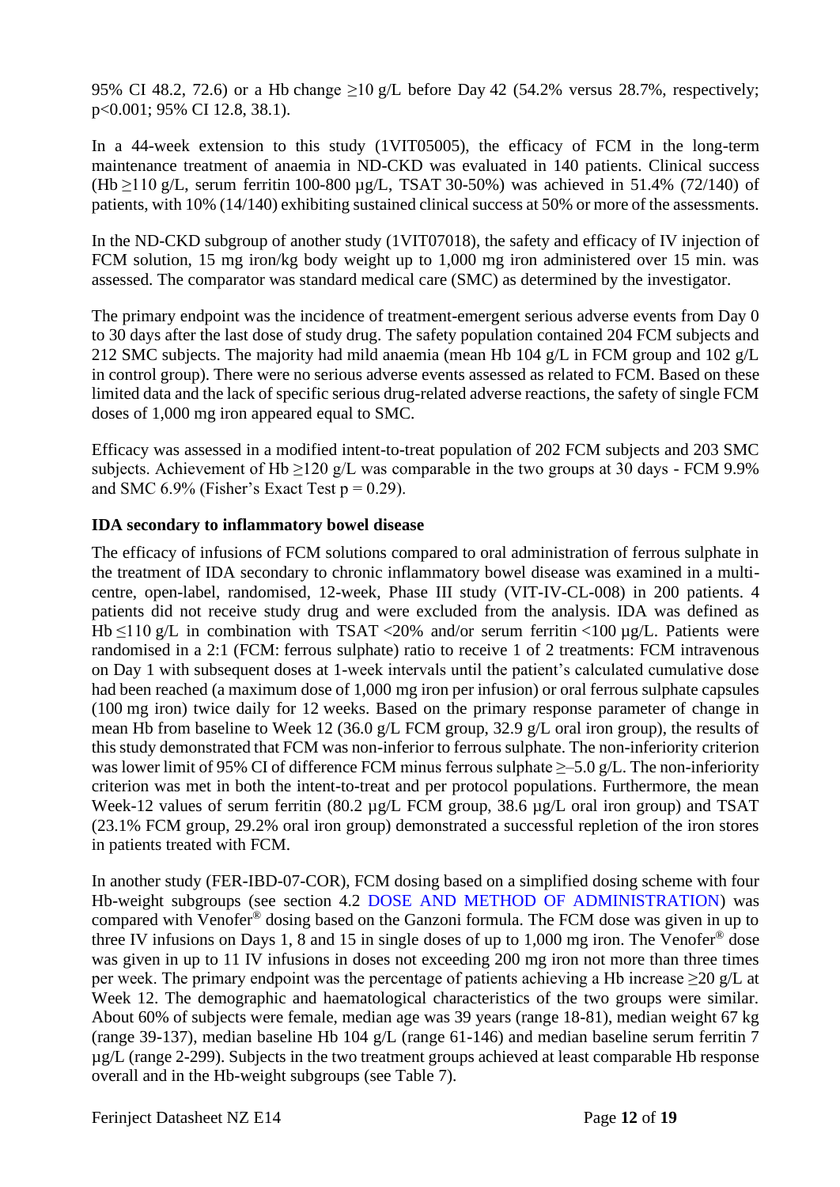95% CI 48.2, 72.6) or a Hb change ≥10 g/L before Day 42 (54.2% versus 28.7%, respectively; p<0.001; 95% CI 12.8, 38.1).

In a 44-week extension to this study (1VIT05005), the efficacy of FCM in the long-term maintenance treatment of anaemia in ND-CKD was evaluated in 140 patients. Clinical success (Hb ≥110 g/L, serum ferritin 100-800 µg/L, TSAT 30-50%) was achieved in 51.4% (72/140) of patients, with 10% (14/140) exhibiting sustained clinical success at 50% or more of the assessments.

In the ND-CKD subgroup of another study (1VIT07018), the safety and efficacy of IV injection of FCM solution, 15 mg iron/kg body weight up to 1,000 mg iron administered over 15 min. was assessed. The comparator was standard medical care (SMC) as determined by the investigator.

The primary endpoint was the incidence of treatment-emergent serious adverse events from Day 0 to 30 days after the last dose of study drug. The safety population contained 204 FCM subjects and 212 SMC subjects. The majority had mild anaemia (mean Hb 104 g/L in FCM group and 102 g/L in control group). There were no serious adverse events assessed as related to FCM. Based on these limited data and the lack of specific serious drug-related adverse reactions, the safety of single FCM doses of 1,000 mg iron appeared equal to SMC.

Efficacy was assessed in a modified intent-to-treat population of 202 FCM subjects and 203 SMC subjects. Achievement of Hb ≥120 g/L was comparable in the two groups at 30 days - FCM 9.9% and SMC 6.9% (Fisher's Exact Test p = 0.29).

**IDA secondary to inflammatory bowel disease**

The efficacy of infusions of FCM solutions compared to oral administration of ferrous sulphate in the treatment of IDA secondary to chronic inflammatory bowel disease was examined in a multi-centre, open-label, randomised, 12-week, Phase III study (VIT-IV-CL-008) in 200 patients. 4 patients did not receive study drug and were excluded from the analysis. IDA was defined as Hb ≤110 g/L in combination with TSAT <20% and/or serum ferritin <100 µg/L. Patients were randomised in a 2:1 (FCM: ferrous sulphate) ratio to receive 1 of 2 treatments: FCM intravenous on Day 1 with subsequent doses at 1-week intervals until the patient's calculated cumulative dose had been reached (a maximum dose of 1,000 mg iron per infusion) or oral ferrous sulphate capsules (100 mg iron) twice daily for 12 weeks. Based on the primary response parameter of change in mean Hb from baseline to Week 12 (36.0 g/L FCM group, 32.9 g/L oral iron group), the results of this study demonstrated that FCM was non-inferior to ferrous sulphate. The non-inferiority criterion was lower limit of 95% CI of difference FCM minus ferrous sulphate ≥–5.0 g/L. The non-inferiority criterion was met in both the intent-to-treat and per protocol populations. Furthermore, the mean Week-12 values of serum ferritin (80.2 µg/L FCM group, 38.6 µg/L oral iron group) and TSAT (23.1% FCM group, 29.2% oral iron group) demonstrated a successful repletion of the iron stores in patients treated with FCM.

In another study (FER-IBD-07-COR), FCM dosing based on a simplified dosing scheme with four Hb-weight subgroups (see section 4.2 DOSE AND METHOD OF ADMINISTRATION) was compared with Venofer® dosing based on the Ganzoni formula. The FCM dose was given in up to three IV infusions on Days 1, 8 and 15 in single doses of up to 1,000 mg iron. The Venofer® dose was given in up to 11 IV infusions in doses not exceeding 200 mg iron not more than three times per week. The primary endpoint was the percentage of patients achieving a Hb increase ≥20 g/L at Week 12. The demographic and haematological characteristics of the two groups were similar. About 60% of subjects were female, median age was 39 years (range 18-81), median weight 67 kg (range 39-137), median baseline Hb 104 g/L (range 61-146) and median baseline serum ferritin 7 µg/L (range 2-299). Subjects in the two treatment groups achieved at least comparable Hb response overall and in the Hb-weight subgroups (see Table 7).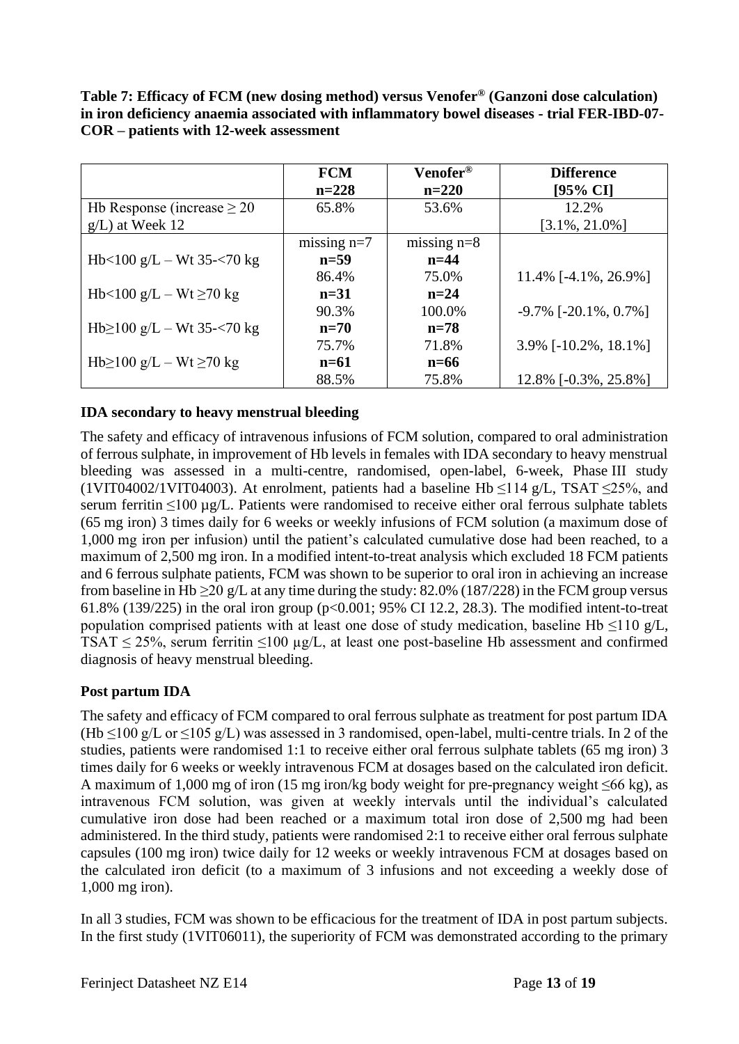**Table 7: Efficacy of FCM (new dosing method) versus Venofer® (Ganzoni dose calculation) in iron deficiency anaemia associated with inflammatory bowel diseases - trial FER-IBD-07-COR – patients with 12-week assessment**

| | **FCM n=228** | **Venofer® n=220** | **Difference [95% CI]** |
|---|---|---|---|
| Hb Response (increase ≥ 20 g/L) at Week 12 | 65.8% | 53.6% | 12.2% [3.1%, 21.0%] |
| | missing n=7 | missing n=8 | |
| Hb<100 g/L – Wt 35-<70 kg | **n=59** 86.4% | **n=44** 75.0% | 11.4% [-4.1%, 26.9%] |
| Hb<100 g/L – Wt ≥70 kg | **n=31** 90.3% | **n=24** 100.0% | -9.7% [-20.1%, 0.7%] |
| Hb≥100 g/L – Wt 35-<70 kg | **n=70** 75.7% | **n=78** 71.8% | 3.9% [-10.2%, 18.1%] |
| Hb≥100 g/L – Wt ≥70 kg | **n=61** 88.5% | **n=66** 75.8% | 12.8% [-0.3%, 25.8%] |

## IDA secondary to heavy menstrual bleeding

The safety and efficacy of intravenous infusions of FCM solution, compared to oral administration of ferrous sulphate, in improvement of Hb levels in females with IDA secondary to heavy menstrual bleeding was assessed in a multi-centre, randomised, open-label, 6-week, Phase III study (1VIT04002/1VIT04003). At enrolment, patients had a baseline Hb ≤114 g/L, TSAT ≤25%, and serum ferritin ≤100 µg/L. Patients were randomised to receive either oral ferrous sulphate tablets (65 mg iron) 3 times daily for 6 weeks or weekly infusions of FCM solution (a maximum dose of 1,000 mg iron per infusion) until the patient's calculated cumulative dose had been reached, to a maximum of 2,500 mg iron. In a modified intent-to-treat analysis which excluded 18 FCM patients and 6 ferrous sulphate patients, FCM was shown to be superior to oral iron in achieving an increase from baseline in Hb ≥20 g/L at any time during the study: 82.0% (187/228) in the FCM group versus 61.8% (139/225) in the oral iron group ($p<0.001$; 95% CI 12.2, 28.3). The modified intent-to-treat population comprised patients with at least one dose of study medication, baseline Hb ≤110 g/L, TSAT ≤ 25%, serum ferritin ≤100 µg/L, at least one post-baseline Hb assessment and confirmed diagnosis of heavy menstrual bleeding.

## Post partum IDA

The safety and efficacy of FCM compared to oral ferrous sulphate as treatment for post partum IDA (Hb ≤100 g/L or ≤105 g/L) was assessed in 3 randomised, open-label, multi-centre trials. In 2 of the studies, patients were randomised 1:1 to receive either oral ferrous sulphate tablets (65 mg iron) 3 times daily for 6 weeks or weekly intravenous FCM at dosages based on the calculated iron deficit. A maximum of 1,000 mg of iron (15 mg iron/kg body weight for pre-pregnancy weight ≤66 kg), as intravenous FCM solution, was given at weekly intervals until the individual's calculated cumulative iron dose had been reached or a maximum total iron dose of 2,500 mg had been administered. In the third study, patients were randomised 2:1 to receive either oral ferrous sulphate capsules (100 mg iron) twice daily for 12 weeks or weekly intravenous FCM at dosages based on the calculated iron deficit (to a maximum of 3 infusions and not exceeding a weekly dose of 1,000 mg iron).

In all 3 studies, FCM was shown to be efficacious for the treatment of IDA in post partum subjects. In the first study (1VIT06011), the superiority of FCM was demonstrated according to the primary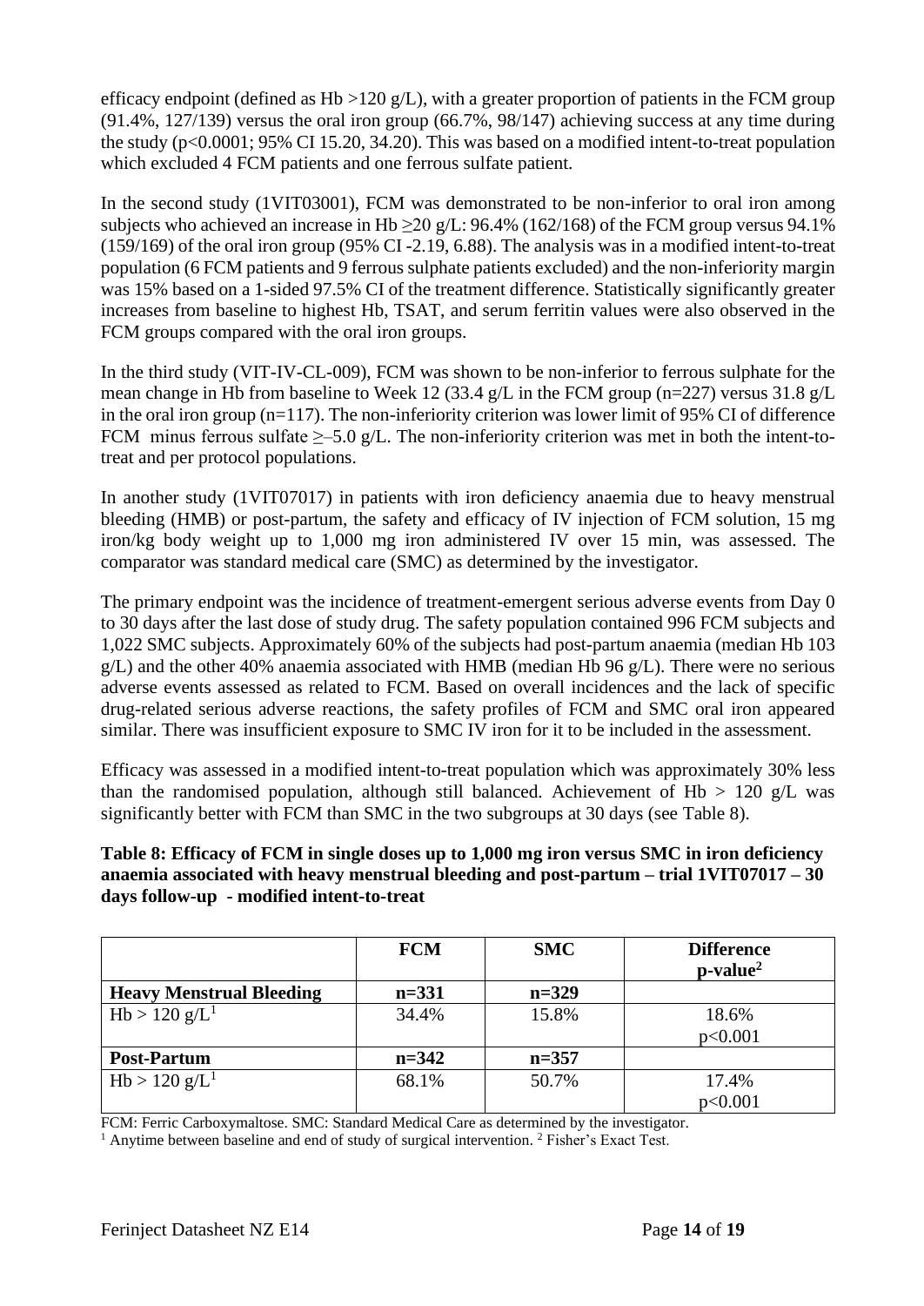efficacy endpoint (defined as Hb >120 g/L), with a greater proportion of patients in the FCM group (91.4%, 127/139) versus the oral iron group (66.7%, 98/147) achieving success at any time during the study (p<0.0001; 95% CI 15.20, 34.20). This was based on a modified intent-to-treat population which excluded 4 FCM patients and one ferrous sulfate patient.

In the second study (1VIT03001), FCM was demonstrated to be non-inferior to oral iron among subjects who achieved an increase in Hb ≥20 g/L: 96.4% (162/168) of the FCM group versus 94.1% (159/169) of the oral iron group (95% CI -2.19, 6.88). The analysis was in a modified intent-to-treat population (6 FCM patients and 9 ferrous sulphate patients excluded) and the non-inferiority margin was 15% based on a 1-sided 97.5% CI of the treatment difference. Statistically significantly greater increases from baseline to highest Hb, TSAT, and serum ferritin values were also observed in the FCM groups compared with the oral iron groups.

In the third study (VIT-IV-CL-009), FCM was shown to be non-inferior to ferrous sulphate for the mean change in Hb from baseline to Week 12 (33.4 g/L in the FCM group (n=227) versus 31.8 g/L in the oral iron group (n=117). The non-inferiority criterion was lower limit of 95% CI of difference FCM minus ferrous sulfate ≥–5.0 g/L. The non-inferiority criterion was met in both the intent-to-treat and per protocol populations.

In another study (1VIT07017) in patients with iron deficiency anaemia due to heavy menstrual bleeding (HMB) or post-partum, the safety and efficacy of IV injection of FCM solution, 15 mg iron/kg body weight up to 1,000 mg iron administered IV over 15 min, was assessed. The comparator was standard medical care (SMC) as determined by the investigator.

The primary endpoint was the incidence of treatment-emergent serious adverse events from Day 0 to 30 days after the last dose of study drug. The safety population contained 996 FCM subjects and 1,022 SMC subjects. Approximately 60% of the subjects had post-partum anaemia (median Hb 103 g/L) and the other 40% anaemia associated with HMB (median Hb 96 g/L). There were no serious adverse events assessed as related to FCM. Based on overall incidences and the lack of specific drug-related serious adverse reactions, the safety profiles of FCM and SMC oral iron appeared similar. There was insufficient exposure to SMC IV iron for it to be included in the assessment.

Efficacy was assessed in a modified intent-to-treat population which was approximately 30% less than the randomised population, although still balanced. Achievement of Hb > 120 g/L was significantly better with FCM than SMC in the two subgroups at 30 days (see Table 8).

**Table 8: Efficacy of FCM in single doses up to 1,000 mg iron versus SMC in iron deficiency anaemia associated with heavy menstrual bleeding and post-partum – trial 1VIT07017 – 30 days follow-up - modified intent-to-treat**

| | FCM | SMC | Difference p-value[2] |
|---|---|---|---|
| **Heavy Menstrual Bleeding** | **n=331** | **n=329** | |
| Hb > 120 g/L[1] | 34.4% | 15.8% | 18.6% p<0.001 |
| **Post-Partum** | **n=342** | **n=357** | |
| Hb > 120 g/L[1] | 68.1% | 50.7% | 17.4% p<0.001 |

FCM: Ferric Carboxymaltose. SMC: Standard Medical Care as determined by the investigator.
[1] Anytime between baseline and end of study of surgical intervention. [2] Fisher's Exact Test.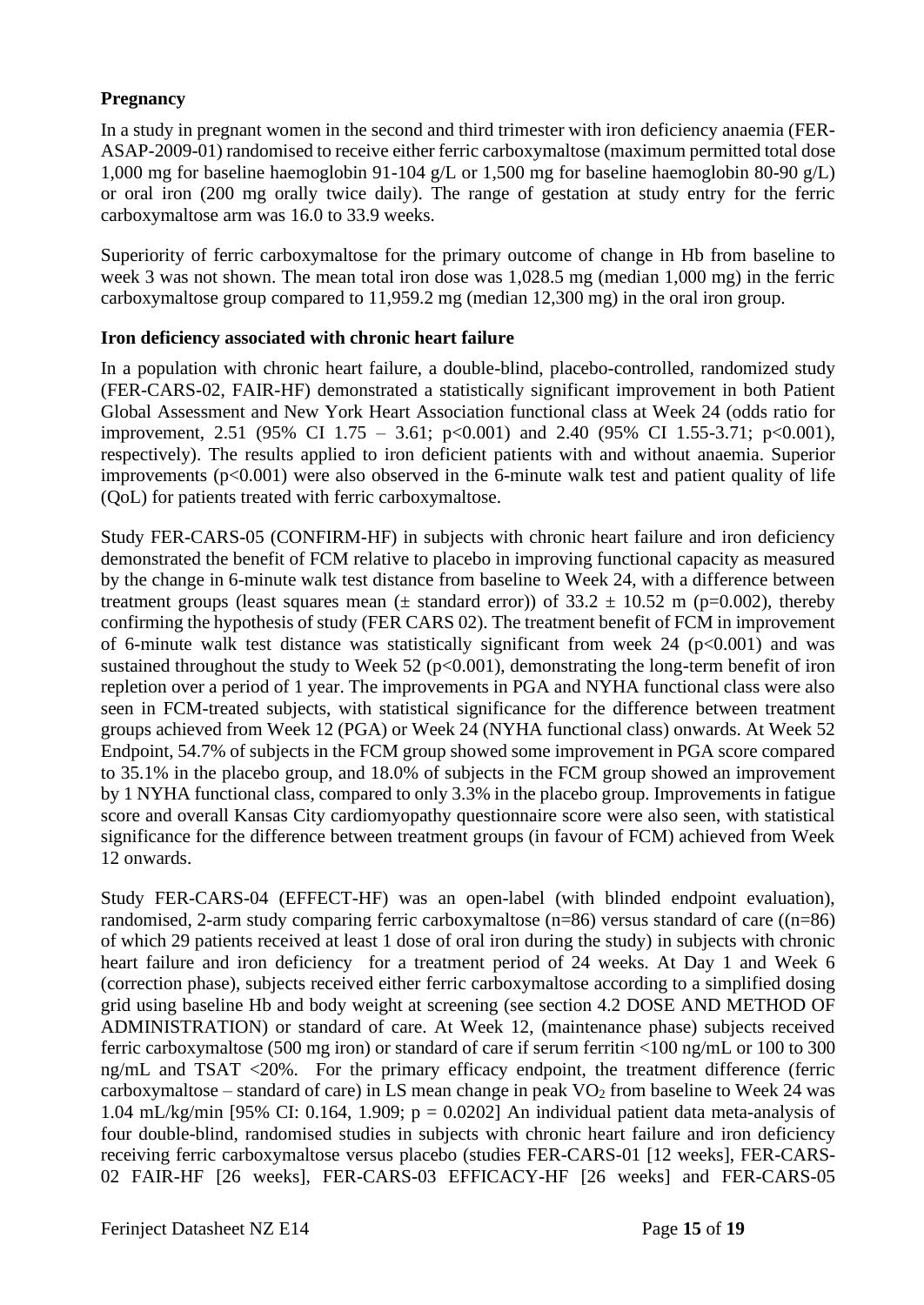**Pregnancy**

In a study in pregnant women in the second and third trimester with iron deficiency anaemia (FER-ASAP-2009-01) randomised to receive either ferric carboxymaltose (maximum permitted total dose 1,000 mg for baseline haemoglobin 91-104 g/L or 1,500 mg for baseline haemoglobin 80-90 g/L) or oral iron (200 mg orally twice daily). The range of gestation at study entry for the ferric carboxymaltose arm was 16.0 to 33.9 weeks.

Superiority of ferric carboxymaltose for the primary outcome of change in Hb from baseline to week 3 was not shown. The mean total iron dose was 1,028.5 mg (median 1,000 mg) in the ferric carboxymaltose group compared to 11,959.2 mg (median 12,300 mg) in the oral iron group.

**Iron deficiency associated with chronic heart failure**

In a population with chronic heart failure, a double-blind, placebo-controlled, randomized study (FER-CARS-02, FAIR-HF) demonstrated a statistically significant improvement in both Patient Global Assessment and New York Heart Association functional class at Week 24 (odds ratio for improvement, 2.51 (95% CI 1.75 – 3.61; $p<0.001$) and 2.40 (95% CI 1.55-3.71; $p<0.001$), respectively). The results applied to iron deficient patients with and without anaemia. Superior improvements ($p<0.001$) were also observed in the 6-minute walk test and patient quality of life (QoL) for patients treated with ferric carboxymaltose.

Study FER-CARS-05 (CONFIRM-HF) in subjects with chronic heart failure and iron deficiency demonstrated the benefit of FCM relative to placebo in improving functional capacity as measured by the change in 6-minute walk test distance from baseline to Week 24, with a difference between treatment groups (least squares mean ($\pm$ standard error)) of $33.2 \pm 10.52$ m ($p=0.002$), thereby confirming the hypothesis of study (FER CARS 02). The treatment benefit of FCM in improvement of 6-minute walk test distance was statistically significant from week 24 ($p<0.001$) and was sustained throughout the study to Week 52 ($p<0.001$), demonstrating the long-term benefit of iron repletion over a period of 1 year. The improvements in PGA and NYHA functional class were also seen in FCM-treated subjects, with statistical significance for the difference between treatment groups achieved from Week 12 (PGA) or Week 24 (NYHA functional class) onwards. At Week 52 Endpoint, 54.7% of subjects in the FCM group showed some improvement in PGA score compared to 35.1% in the placebo group, and 18.0% of subjects in the FCM group showed an improvement by 1 NYHA functional class, compared to only 3.3% in the placebo group. Improvements in fatigue score and overall Kansas City cardiomyopathy questionnaire score were also seen, with statistical significance for the difference between treatment groups (in favour of FCM) achieved from Week 12 onwards.

Study FER-CARS-04 (EFFECT-HF) was an open-label (with blinded endpoint evaluation), randomised, 2-arm study comparing ferric carboxymaltose (n=86) versus standard of care ((n=86) of which 29 patients received at least 1 dose of oral iron during the study) in subjects with chronic heart failure and iron deficiency for a treatment period of 24 weeks. At Day 1 and Week 6 (correction phase), subjects received either ferric carboxymaltose according to a simplified dosing grid using baseline Hb and body weight at screening (see section 4.2 DOSE AND METHOD OF ADMINISTRATION) or standard of care. At Week 12, (maintenance phase) subjects received ferric carboxymaltose (500 mg iron) or standard of care if serum ferritin <100 ng/mL or 100 to 300 ng/mL and TSAT <20%. For the primary efficacy endpoint, the treatment difference (ferric carboxymaltose – standard of care) in LS mean change in peak $VO_2$ from baseline to Week 24 was 1.04 mL/kg/min [95% CI: 0.164, 1.909; $p = 0.0202$] An individual patient data meta-analysis of four double-blind, randomised studies in subjects with chronic heart failure and iron deficiency receiving ferric carboxymaltose versus placebo (studies FER-CARS-01 [12 weeks], FER-CARS-02 FAIR-HF [26 weeks], FER-CARS-03 EFFICACY-HF [26 weeks] and FER-CARS-05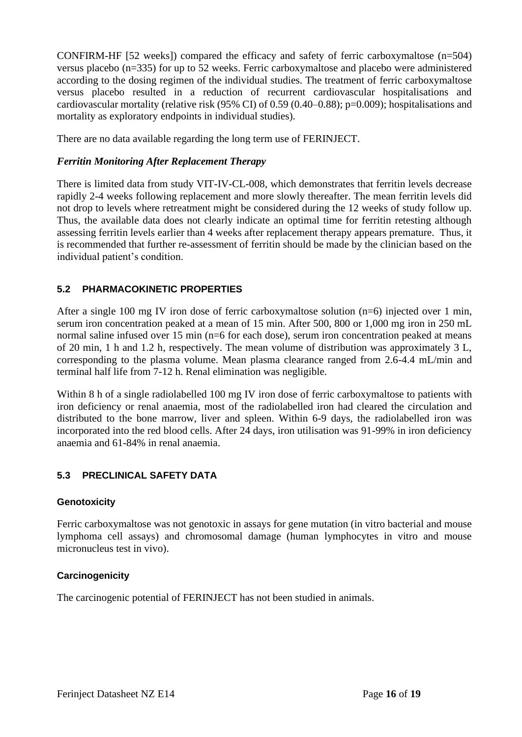CONFIRM-HF [52 weeks]) compared the efficacy and safety of ferric carboxymaltose (n=504) versus placebo (n=335) for up to 52 weeks. Ferric carboxymaltose and placebo were administered according to the dosing regimen of the individual studies. The treatment of ferric carboxymaltose versus placebo resulted in a reduction of recurrent cardiovascular hospitalisations and cardiovascular mortality (relative risk (95% CI) of 0.59 (0.40–0.88); p=0.009); hospitalisations and mortality as exploratory endpoints in individual studies).

There are no data available regarding the long term use of FERINJECT.

***Ferritin Monitoring After Replacement Therapy***

There is limited data from study VIT-IV-CL-008, which demonstrates that ferritin levels decrease rapidly 2-4 weeks following replacement and more slowly thereafter. The mean ferritin levels did not drop to levels where retreatment might be considered during the 12 weeks of study follow up. Thus, the available data does not clearly indicate an optimal time for ferritin retesting although assessing ferritin levels earlier than 4 weeks after replacement therapy appears premature. Thus, it is recommended that further re-assessment of ferritin should be made by the clinician based on the individual patient's condition.

## 5.2 PHARMACOKINETIC PROPERTIES

After a single 100 mg IV iron dose of ferric carboxymaltose solution (n=6) injected over 1 min, serum iron concentration peaked at a mean of 15 min. After 500, 800 or 1,000 mg iron in 250 mL normal saline infused over 15 min (n=6 for each dose), serum iron concentration peaked at means of 20 min, 1 h and 1.2 h, respectively. The mean volume of distribution was approximately 3 L, corresponding to the plasma volume. Mean plasma clearance ranged from 2.6-4.4 mL/min and terminal half life from 7-12 h. Renal elimination was negligible.

Within 8 h of a single radiolabelled 100 mg IV iron dose of ferric carboxymaltose to patients with iron deficiency or renal anaemia, most of the radiolabelled iron had cleared the circulation and distributed to the bone marrow, liver and spleen. Within 6-9 days, the radiolabelled iron was incorporated into the red blood cells. After 24 days, iron utilisation was 91-99% in iron deficiency anaemia and 61-84% in renal anaemia.

## 5.3 PRECLINICAL SAFETY DATA

### Genotoxicity

Ferric carboxymaltose was not genotoxic in assays for gene mutation (in vitro bacterial and mouse lymphoma cell assays) and chromosomal damage (human lymphocytes in vitro and mouse micronucleus test in vivo).

### Carcinogenicity

The carcinogenic potential of FERINJECT has not been studied in animals.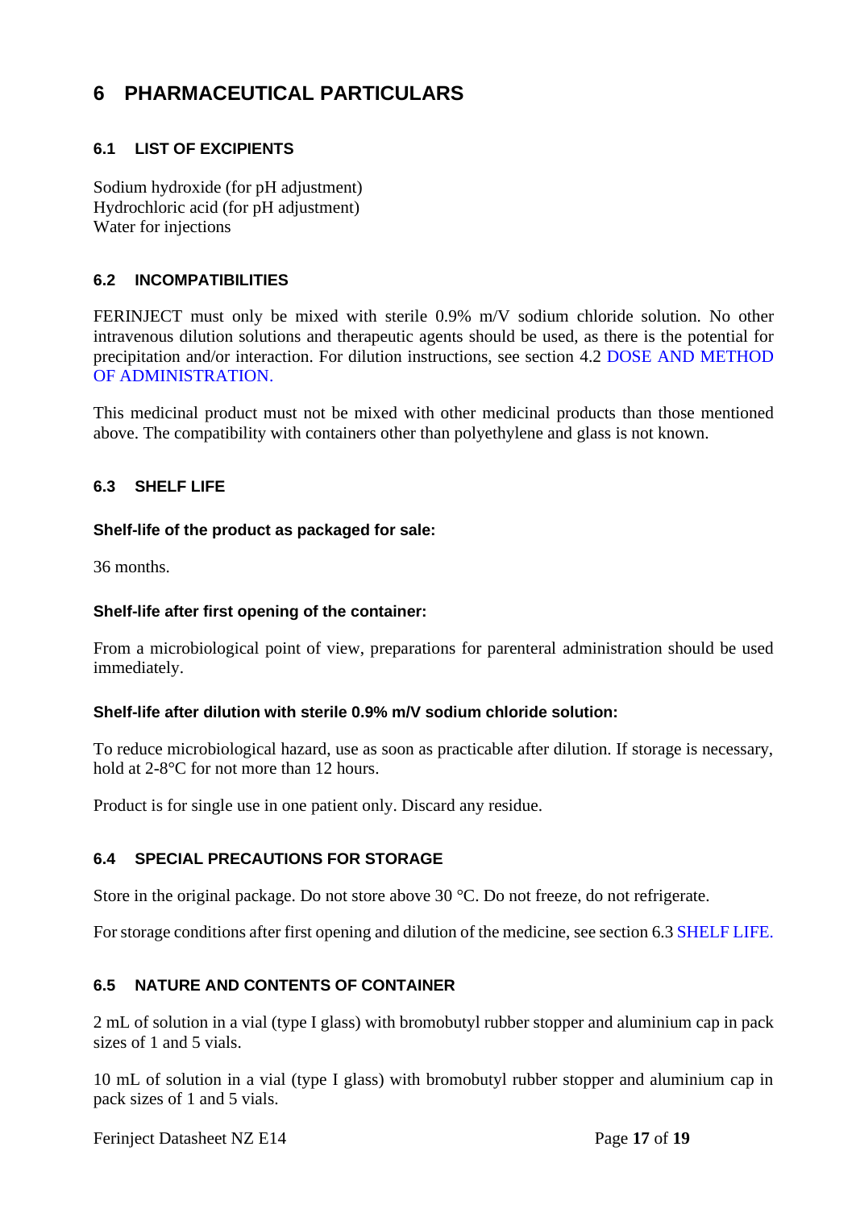# 6 PHARMACEUTICAL PARTICULARS

## 6.1 LIST OF EXCIPIENTS

Sodium hydroxide (for pH adjustment)
Hydrochloric acid (for pH adjustment)
Water for injections

## 6.2 INCOMPATIBILITIES

FERINJECT must only be mixed with sterile 0.9% m/V sodium chloride solution. No other intravenous dilution solutions and therapeutic agents should be used, as there is the potential for precipitation and/or interaction. For dilution instructions, see section 4.2 DOSE AND METHOD OF ADMINISTRATION.

This medicinal product must not be mixed with other medicinal products than those mentioned above. The compatibility with containers other than polyethylene and glass is not known.

## 6.3 SHELF LIFE

**Shelf-life of the product as packaged for sale:**

36 months.

**Shelf-life after first opening of the container:**

From a microbiological point of view, preparations for parenteral administration should be used immediately.

**Shelf-life after dilution with sterile 0.9% m/V sodium chloride solution:**

To reduce microbiological hazard, use as soon as practicable after dilution. If storage is necessary, hold at 2-8°C for not more than 12 hours.

Product is for single use in one patient only. Discard any residue.

## 6.4 SPECIAL PRECAUTIONS FOR STORAGE

Store in the original package. Do not store above 30 °C. Do not freeze, do not refrigerate.

For storage conditions after first opening and dilution of the medicine, see section 6.3 SHELF LIFE.

## 6.5 NATURE AND CONTENTS OF CONTAINER

2 mL of solution in a vial (type I glass) with bromobutyl rubber stopper and aluminium cap in pack sizes of 1 and 5 vials.

10 mL of solution in a vial (type I glass) with bromobutyl rubber stopper and aluminium cap in pack sizes of 1 and 5 vials.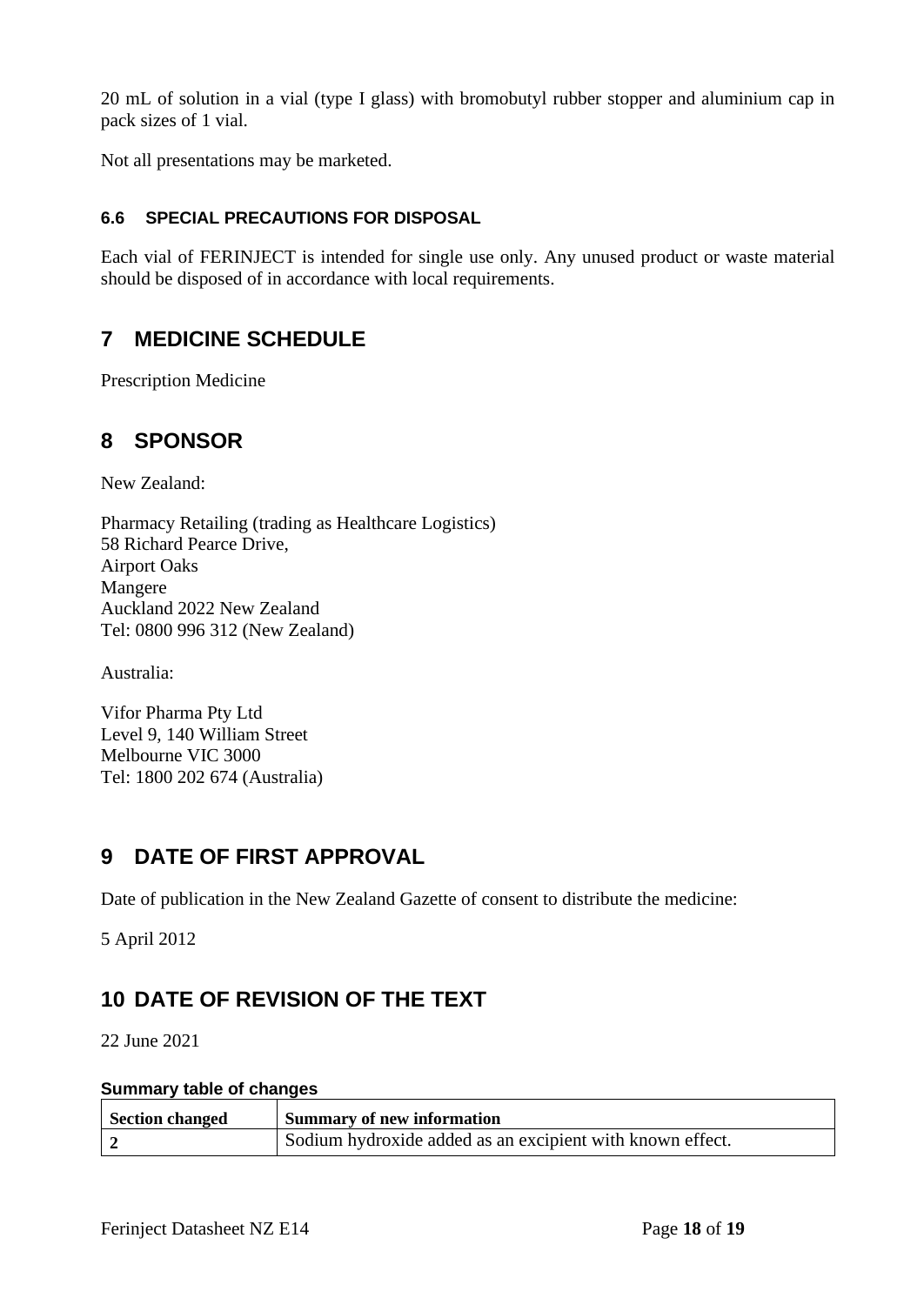20 mL of solution in a vial (type I glass) with bromobutyl rubber stopper and aluminium cap in pack sizes of 1 vial.

Not all presentations may be marketed.

### 6.6 SPECIAL PRECAUTIONS FOR DISPOSAL

Each vial of FERINJECT is intended for single use only. Any unused product or waste material should be disposed of in accordance with local requirements.

## 7 MEDICINE SCHEDULE

Prescription Medicine

## 8 SPONSOR

New Zealand:

Pharmacy Retailing (trading as Healthcare Logistics)
58 Richard Pearce Drive,
Airport Oaks
Mangere
Auckland 2022 New Zealand
Tel: 0800 996 312 (New Zealand)

Australia:

Vifor Pharma Pty Ltd
Level 9, 140 William Street
Melbourne VIC 3000
Tel: 1800 202 674 (Australia)

## 9 DATE OF FIRST APPROVAL

Date of publication in the New Zealand Gazette of consent to distribute the medicine:

5 April 2012

## 10 DATE OF REVISION OF THE TEXT

22 June 2021

**Summary table of changes**

| Section changed | Summary of new information |
|---|---|
| **2** | Sodium hydroxide added as an excipient with known effect. |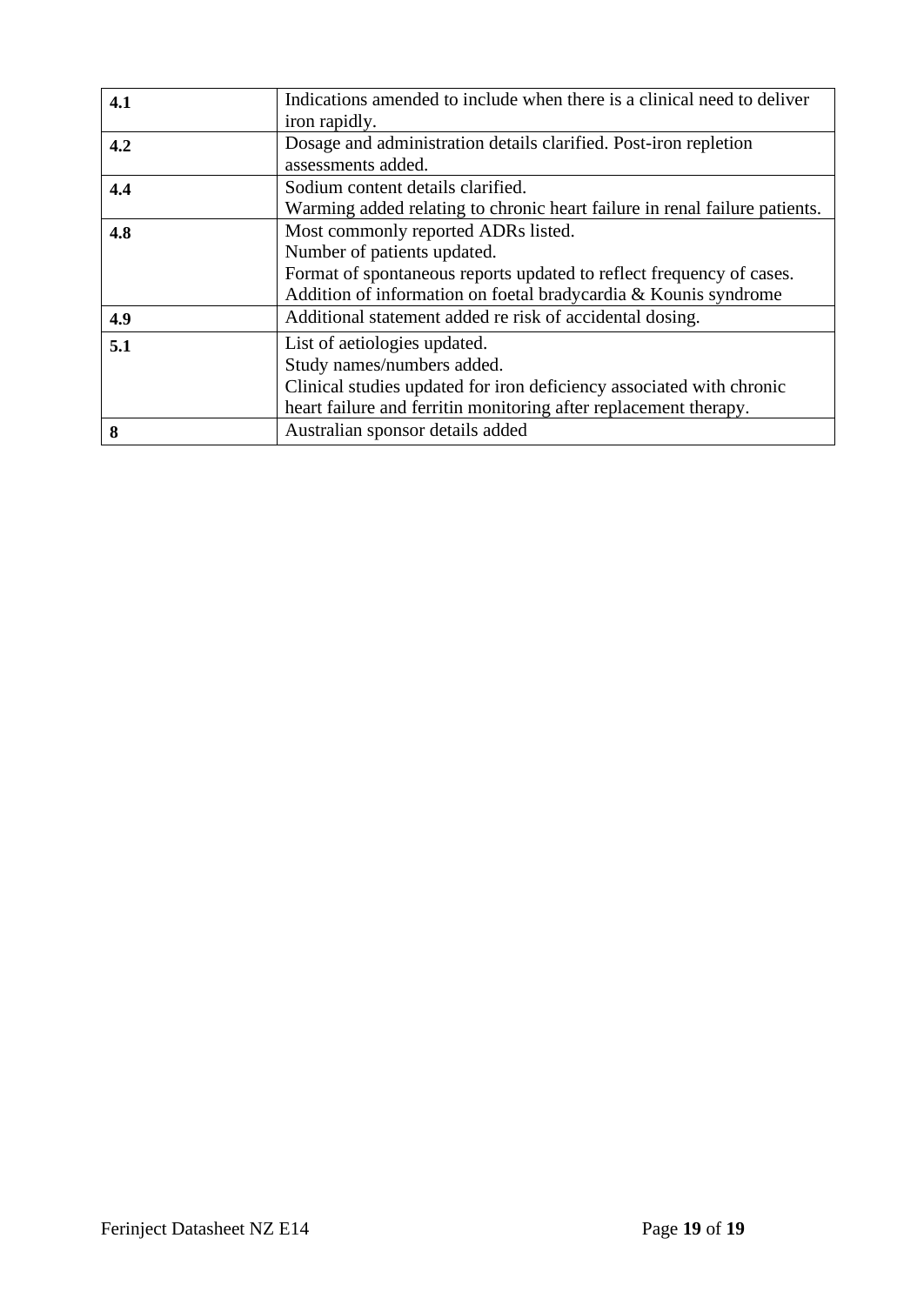| | |
|---|---|
| **4.1** | Indications amended to include when there is a clinical need to deliver iron rapidly. |
| **4.2** | Dosage and administration details clarified. Post-iron repletion assessments added. |
| **4.4** | Sodium content details clarified.<br>Warming added relating to chronic heart failure in renal failure patients. |
| **4.8** | Most commonly reported ADRs listed.<br>Number of patients updated.<br>Format of spontaneous reports updated to reflect frequency of cases.<br>Addition of information on foetal bradycardia & Kounis syndrome |
| **4.9** | Additional statement added re risk of accidental dosing. |
| **5.1** | List of aetiologies updated.<br>Study names/numbers added.<br>Clinical studies updated for iron deficiency associated with chronic heart failure and ferritin monitoring after replacement therapy. |
| **8** | Australian sponsor details added |